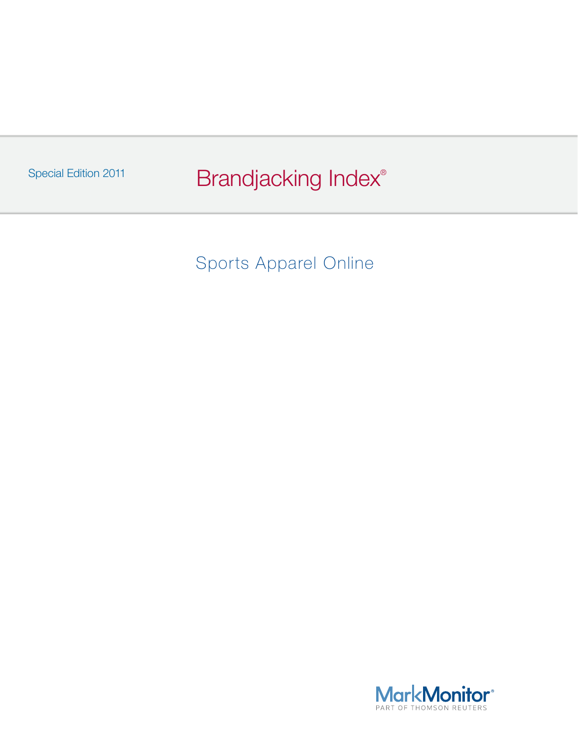Special Edition 2011

# Brandjacking Index®

## Sports Apparel Online

MarkMonitor®
PART OF THOMSON REUTERS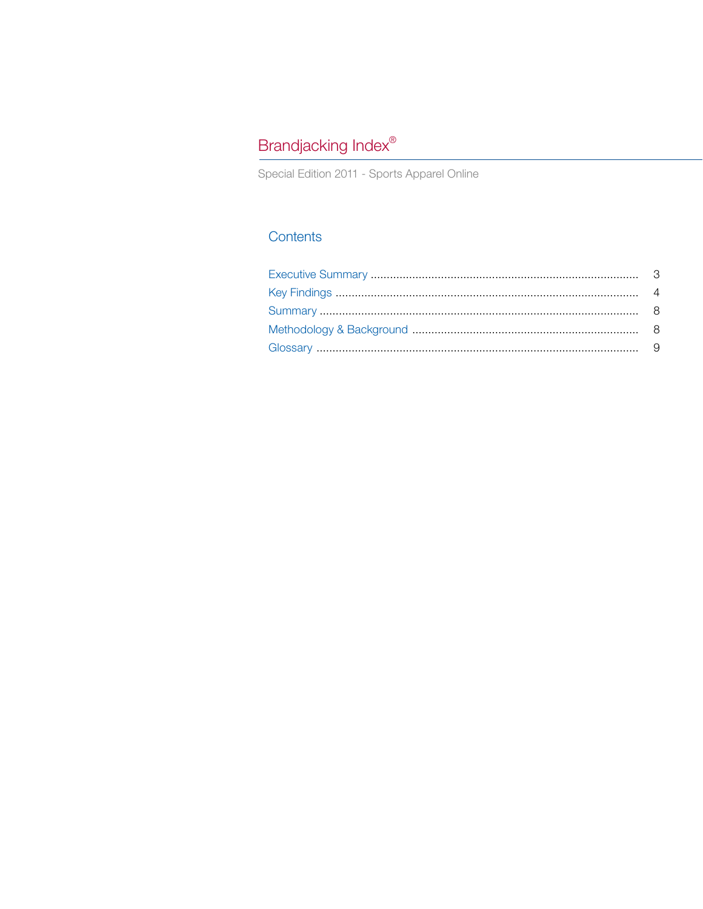# Brandjacking Index®

Special Edition 2011 - Sports Apparel Online

## Contents

| | |
|---|---|
| Executive Summary | 3 |
| Key Findings | 4 |
| Summary | 8 |
| Methodology & Background | 8 |
| Glossary | 9 |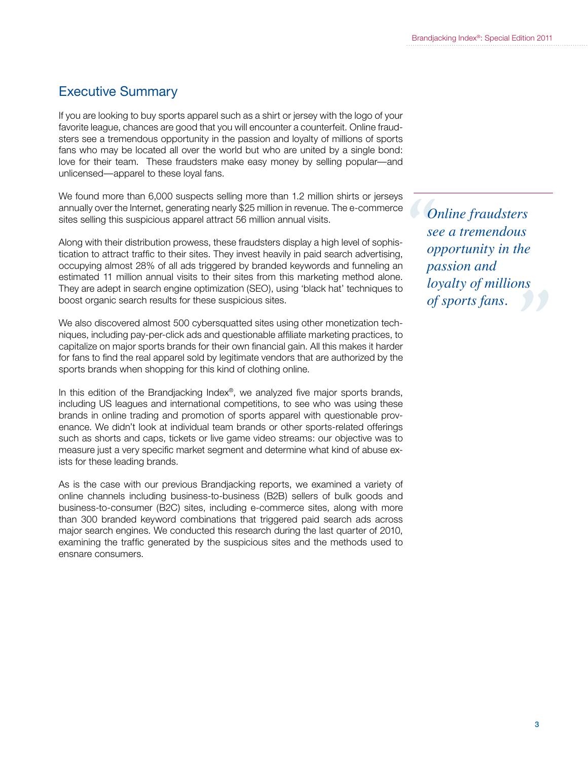## Executive Summary

If you are looking to buy sports apparel such as a shirt or jersey with the logo of your favorite league, chances are good that you will encounter a counterfeit. Online fraudsters see a tremendous opportunity in the passion and loyalty of millions of sports fans who may be located all over the world but who are united by a single bond: love for their team. These fraudsters make easy money by selling popular—and unlicensed—apparel to these loyal fans.

We found more than 6,000 suspects selling more than 1.2 million shirts or jerseys annually over the Internet, generating nearly $25 million in revenue. The e-commerce sites selling this suspicious apparel attract 56 million annual visits.

> *Online fraudsters see a tremendous opportunity in the passion and loyalty of millions of sports fans.*

Along with their distribution prowess, these fraudsters display a high level of sophistication to attract traffic to their sites. They invest heavily in paid search advertising, occupying almost 28% of all ads triggered by branded keywords and funneling an estimated 11 million annual visits to their sites from this marketing method alone. They are adept in search engine optimization (SEO), using 'black hat' techniques to boost organic search results for these suspicious sites.

We also discovered almost 500 cybersquatted sites using other monetization techniques, including pay-per-click ads and questionable affiliate marketing practices, to capitalize on major sports brands for their own financial gain. All this makes it harder for fans to find the real apparel sold by legitimate vendors that are authorized by the sports brands when shopping for this kind of clothing online.

In this edition of the Brandjacking Index®, we analyzed five major sports brands, including US leagues and international competitions, to see who was using these brands in online trading and promotion of sports apparel with questionable provenance. We didn't look at individual team brands or other sports-related offerings such as shorts and caps, tickets or live game video streams: our objective was to measure just a very specific market segment and determine what kind of abuse exists for these leading brands.

As is the case with our previous Brandjacking reports, we examined a variety of online channels including business-to-business (B2B) sellers of bulk goods and business-to-consumer (B2C) sites, including e-commerce sites, along with more than 300 branded keyword combinations that triggered paid search ads across major search engines. We conducted this research during the last quarter of 2010, examining the traffic generated by the suspicious sites and the methods used to ensnare consumers.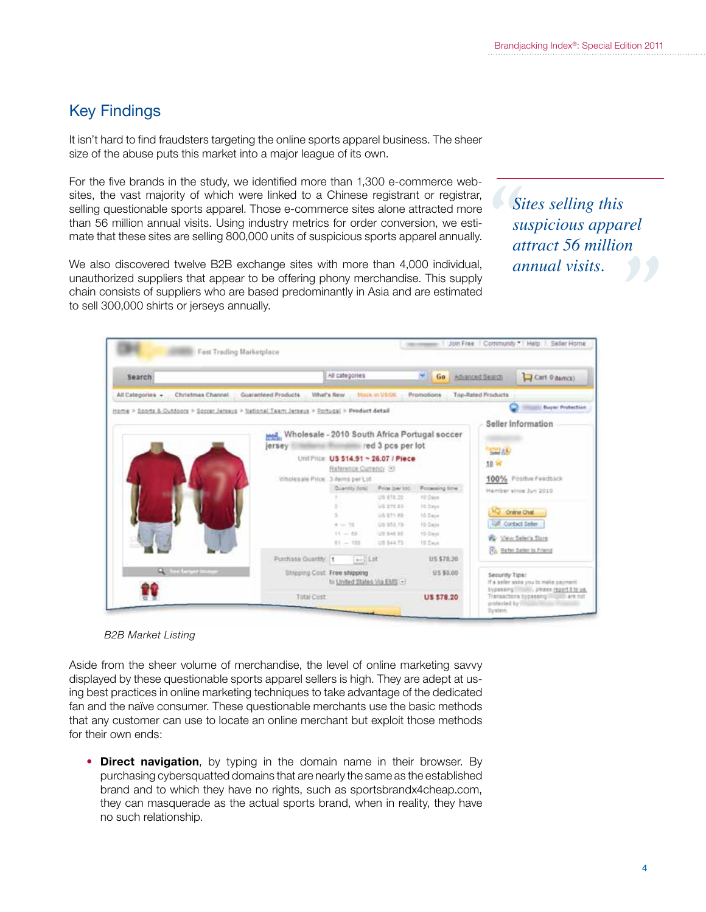## Key Findings

It isn't hard to find fraudsters targeting the online sports apparel business. The sheer size of the abuse puts this market into a major league of its own.

For the five brands in the study, we identified more than 1,300 e-commerce websites, the vast majority of which were linked to a Chinese registrant or registrar, selling questionable sports apparel. Those e-commerce sites alone attracted more than 56 million annual visits. Using industry metrics for order conversion, we estimate that these sites are selling 800,000 units of suspicious sports apparel annually.

> *Sites selling this suspicious apparel attract 56 million annual visits.*

We also discovered twelve B2B exchange sites with more than 4,000 individual, unauthorized suppliers that appear to be offering phony merchandise. This supply chain consists of suppliers who are based predominantly in Asia and are estimated to sell 300,000 shirts or jerseys annually.

*B2B Market Listing*

Aside from the sheer volume of merchandise, the level of online marketing savvy displayed by these questionable sports apparel sellers is high. They are adept at using best practices in online marketing techniques to take advantage of the dedicated fan and the naïve consumer. These questionable merchants use the basic methods that any customer can use to locate an online merchant but exploit those methods for their own ends:

- **Direct navigation**, by typing in the domain name in their browser. By purchasing cybersquatted domains that are nearly the same as the established brand and to which they have no rights, such as sportsbrandx4cheap.com, they can masquerade as the actual sports brand, when in reality, they have no such relationship.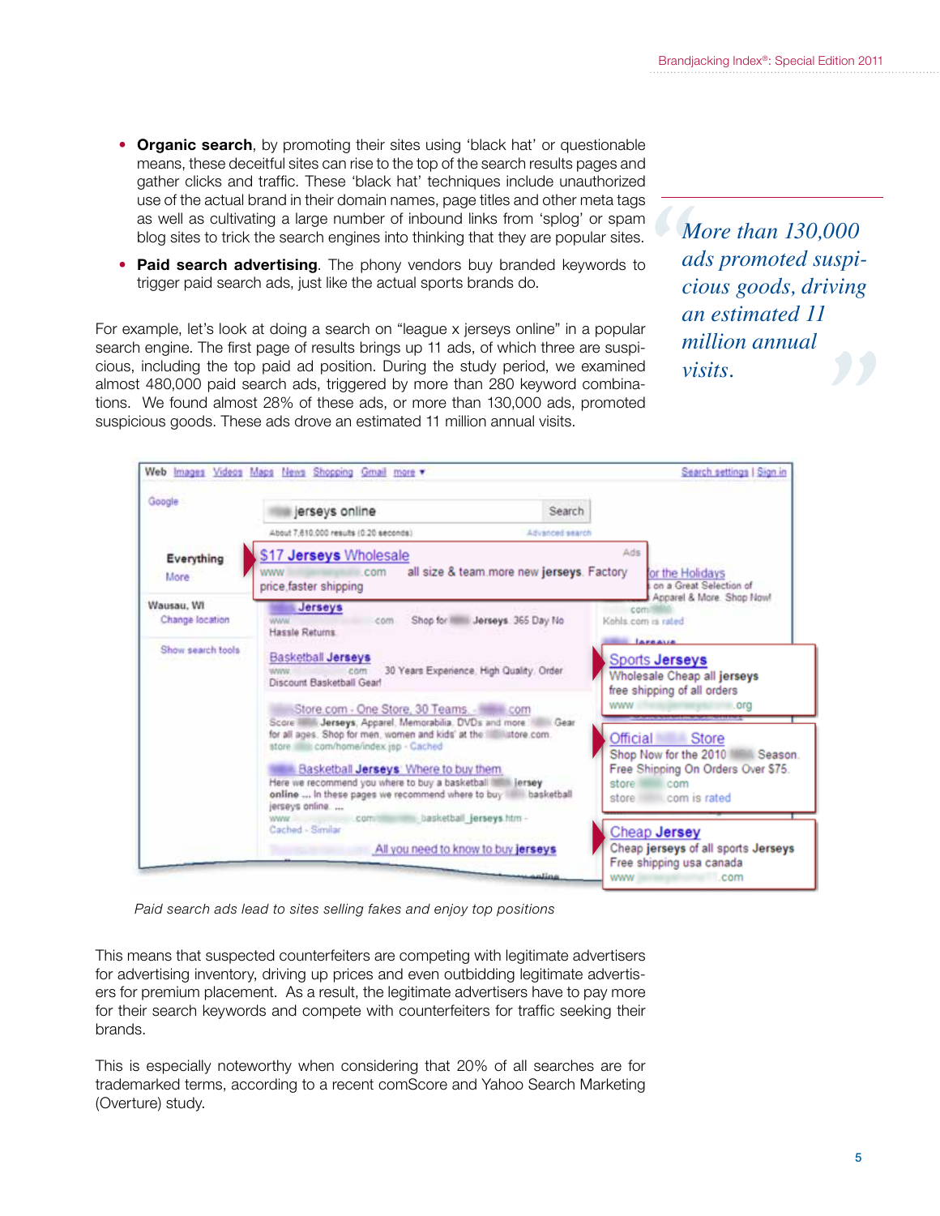- **Organic search**, by promoting their sites using 'black hat' or questionable means, these deceitful sites can rise to the top of the search results pages and gather clicks and traffic. These 'black hat' techniques include unauthorized use of the actual brand in their domain names, page titles and other meta tags as well as cultivating a large number of inbound links from 'splog' or spam blog sites to trick the search engines into thinking that they are popular sites.
- **Paid search advertising**. The phony vendors buy branded keywords to trigger paid search ads, just like the actual sports brands do.

For example, let's look at doing a search on "league x jerseys online" in a popular search engine. The first page of results brings up 11 ads, of which three are suspicious, including the top paid ad position. During the study period, we examined almost 480,000 paid search ads, triggered by more than 280 keyword combinations. We found almost 28% of these ads, or more than 130,000 ads, promoted suspicious goods. These ads drove an estimated 11 million annual visits.

> *More than 130,000 ads promoted suspicious goods, driving an estimated 11 million annual visits.*

*Paid search ads lead to sites selling fakes and enjoy top positions*

This means that suspected counterfeiters are competing with legitimate advertisers for advertising inventory, driving up prices and even outbidding legitimate advertisers for premium placement. As a result, the legitimate advertisers have to pay more for their search keywords and compete with counterfeiters for traffic seeking their brands.

This is especially noteworthy when considering that 20% of all searches are for trademarked terms, according to a recent comScore and Yahoo Search Marketing (Overture) study.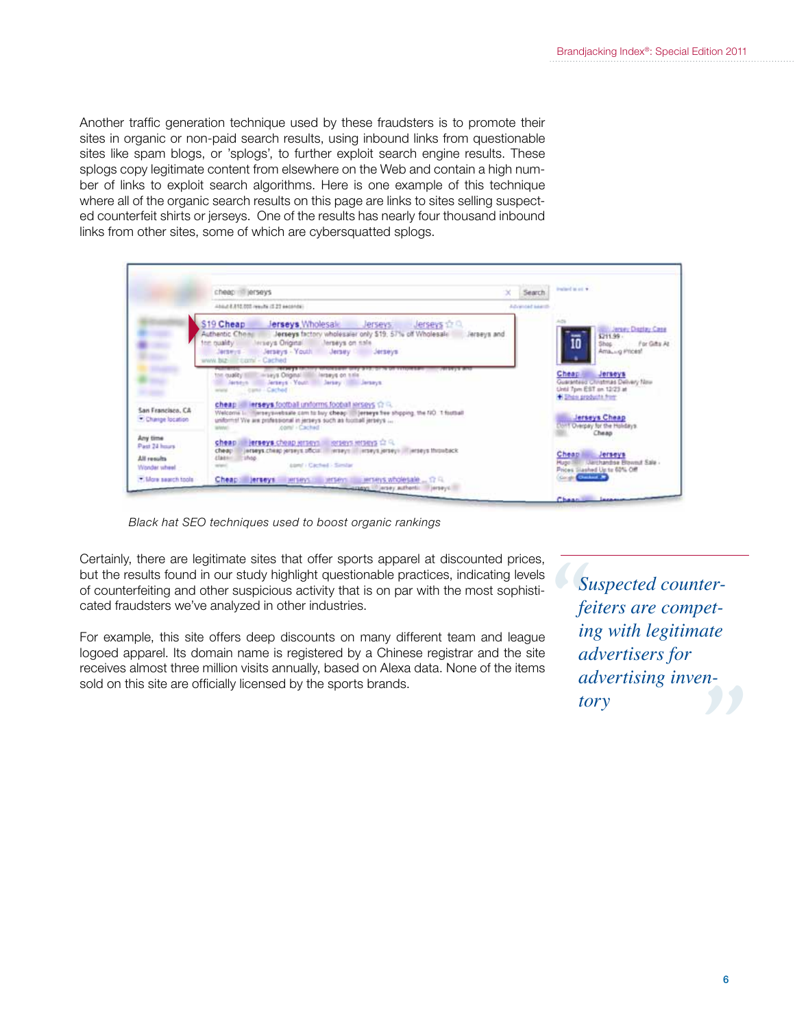Another traffic generation technique used by these fraudsters is to promote their sites in organic or non-paid search results, using inbound links from questionable sites like spam blogs, or 'splogs', to further exploit search engine results. These splogs copy legitimate content from elsewhere on the Web and contain a high number of links to exploit search algorithms. Here is one example of this technique where all of the organic search results on this page are links to sites selling suspected counterfeit shirts or jerseys. One of the results has nearly four thousand inbound links from other sites, some of which are cybersquatted splogs.

*Black hat SEO techniques used to boost organic rankings*

Certainly, there are legitimate sites that offer sports apparel at discounted prices, but the results found in our study highlight questionable practices, indicating levels of counterfeiting and other suspicious activity that is on par with the most sophisticated fraudsters we've analyzed in other industries.

For example, this site offers deep discounts on many different team and league logoed apparel. Its domain name is registered by a Chinese registrar and the site receives almost three million visits annually, based on Alexa data. None of the items sold on this site are officially licensed by the sports brands.

> *Suspected counterfeiters are competing with legitimate advertisers for advertising inventory*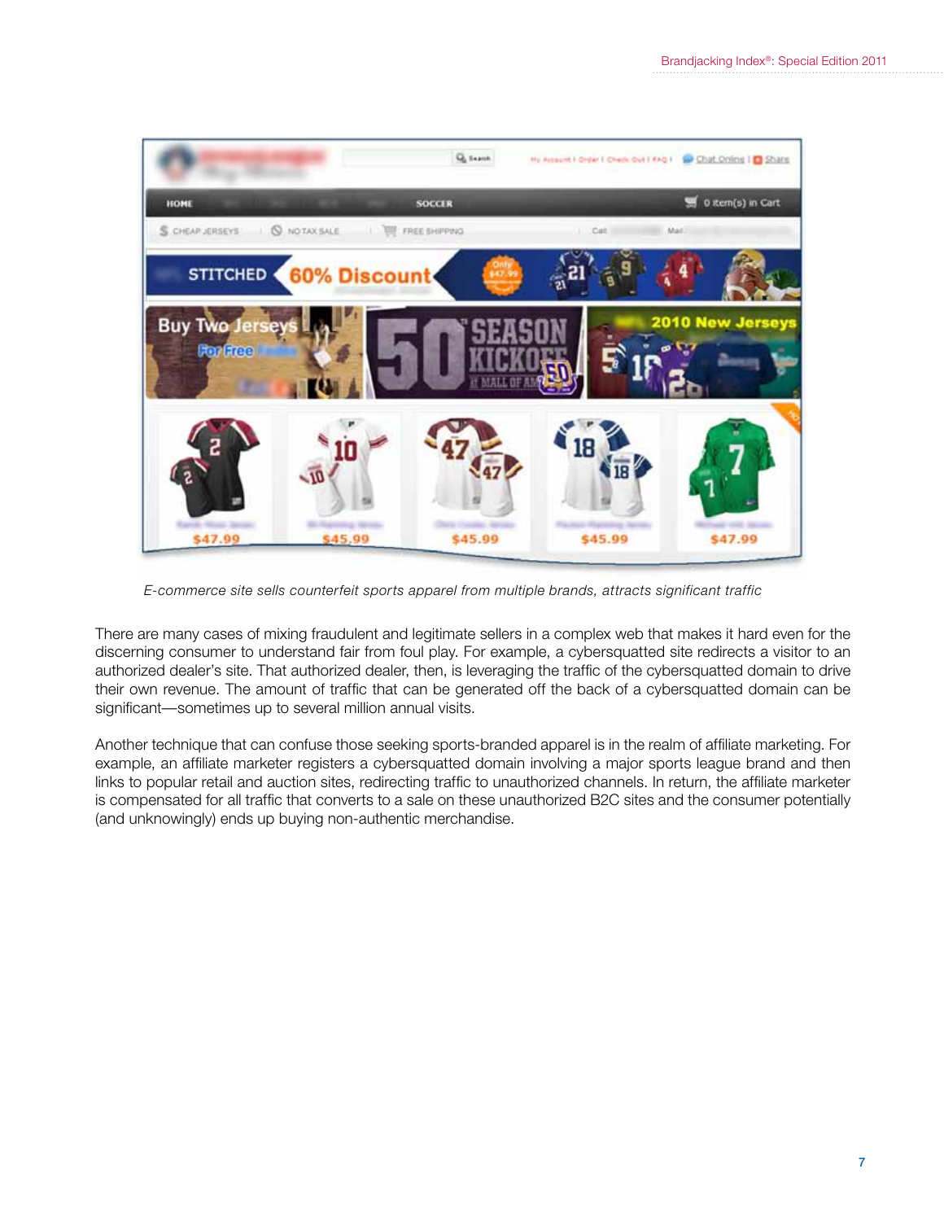*E-commerce site sells counterfeit sports apparel from multiple brands, attracts significant traffic*

There are many cases of mixing fraudulent and legitimate sellers in a complex web that makes it hard even for the discerning consumer to understand fair from foul play. For example, a cybersquatted site redirects a visitor to an authorized dealer's site. That authorized dealer, then, is leveraging the traffic of the cybersquatted domain to drive their own revenue. The amount of traffic that can be generated off the back of a cybersquatted domain can be significant—sometimes up to several million annual visits.

Another technique that can confuse those seeking sports-branded apparel is in the realm of affiliate marketing. For example, an affiliate marketer registers a cybersquatted domain involving a major sports league brand and then links to popular retail and auction sites, redirecting traffic to unauthorized channels. In return, the affiliate marketer is compensated for all traffic that converts to a sale on these unauthorized B2C sites and the consumer potentially (and unknowingly) ends up buying non-authentic merchandise.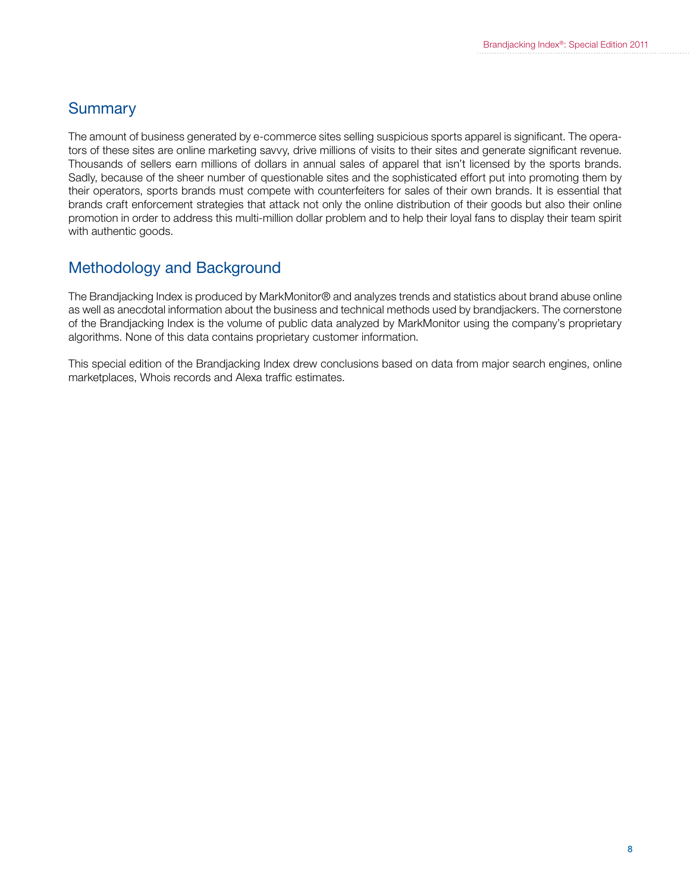## Summary

The amount of business generated by e-commerce sites selling suspicious sports apparel is significant. The operators of these sites are online marketing savvy, drive millions of visits to their sites and generate significant revenue. Thousands of sellers earn millions of dollars in annual sales of apparel that isn't licensed by the sports brands. Sadly, because of the sheer number of questionable sites and the sophisticated effort put into promoting them by their operators, sports brands must compete with counterfeiters for sales of their own brands. It is essential that brands craft enforcement strategies that attack not only the online distribution of their goods but also their online promotion in order to address this multi-million dollar problem and to help their loyal fans to display their team spirit with authentic goods.

## Methodology and Background

The Brandjacking Index is produced by MarkMonitor® and analyzes trends and statistics about brand abuse online as well as anecdotal information about the business and technical methods used by brandjackers. The cornerstone of the Brandjacking Index is the volume of public data analyzed by MarkMonitor using the company's proprietary algorithms. None of this data contains proprietary customer information.

This special edition of the Brandjacking Index drew conclusions based on data from major search engines, online marketplaces, Whois records and Alexa traffic estimates.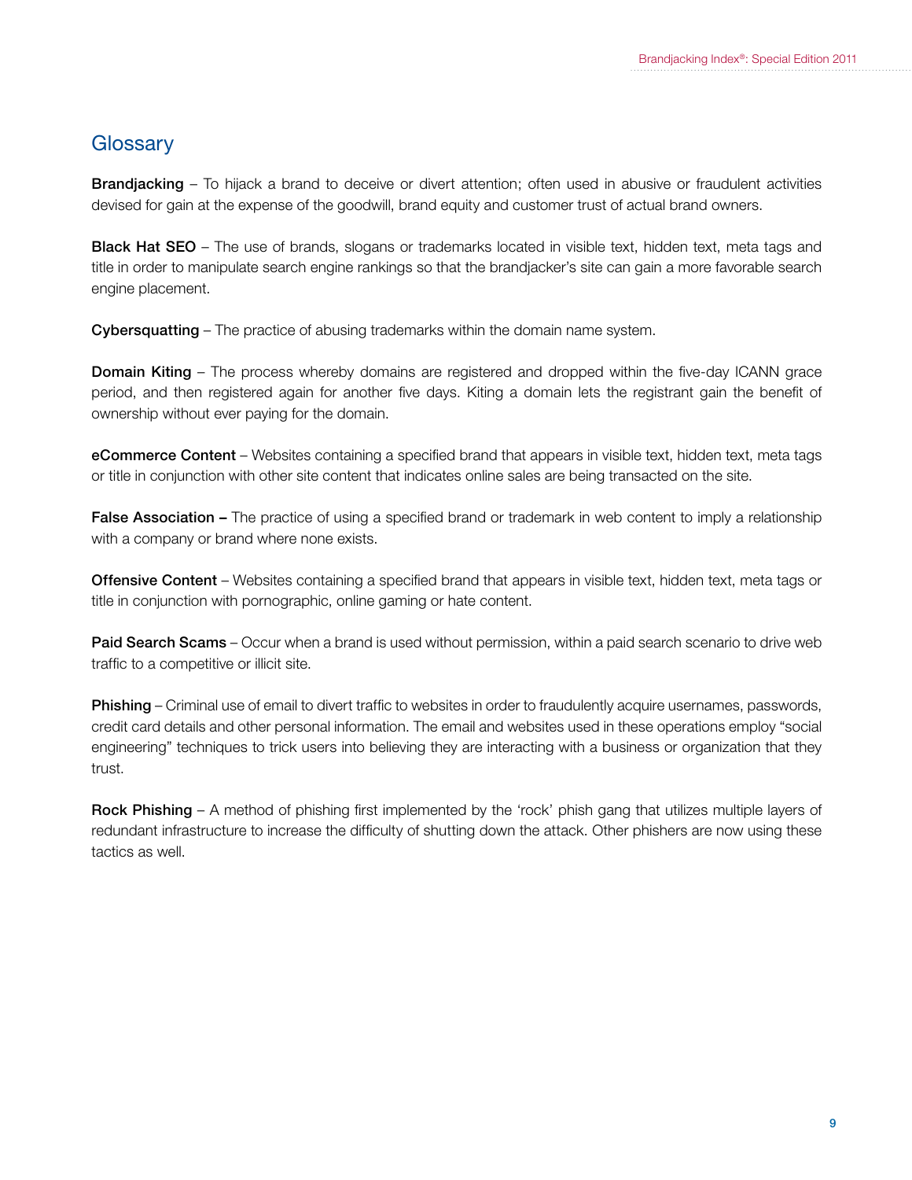## Glossary

**Brandjacking** – To hijack a brand to deceive or divert attention; often used in abusive or fraudulent activities devised for gain at the expense of the goodwill, brand equity and customer trust of actual brand owners.

**Black Hat SEO** – The use of brands, slogans or trademarks located in visible text, hidden text, meta tags and title in order to manipulate search engine rankings so that the brandjacker's site can gain a more favorable search engine placement.

**Cybersquatting** – The practice of abusing trademarks within the domain name system.

**Domain Kiting** – The process whereby domains are registered and dropped within the five-day ICANN grace period, and then registered again for another five days. Kiting a domain lets the registrant gain the benefit of ownership without ever paying for the domain.

**eCommerce Content** – Websites containing a specified brand that appears in visible text, hidden text, meta tags or title in conjunction with other site content that indicates online sales are being transacted on the site.

**False Association –** The practice of using a specified brand or trademark in web content to imply a relationship with a company or brand where none exists.

**Offensive Content** – Websites containing a specified brand that appears in visible text, hidden text, meta tags or title in conjunction with pornographic, online gaming or hate content.

**Paid Search Scams** – Occur when a brand is used without permission, within a paid search scenario to drive web traffic to a competitive or illicit site.

**Phishing** – Criminal use of email to divert traffic to websites in order to fraudulently acquire usernames, passwords, credit card details and other personal information. The email and websites used in these operations employ "social engineering" techniques to trick users into believing they are interacting with a business or organization that they trust.

**Rock Phishing** – A method of phishing first implemented by the 'rock' phish gang that utilizes multiple layers of redundant infrastructure to increase the difficulty of shutting down the attack. Other phishers are now using these tactics as well.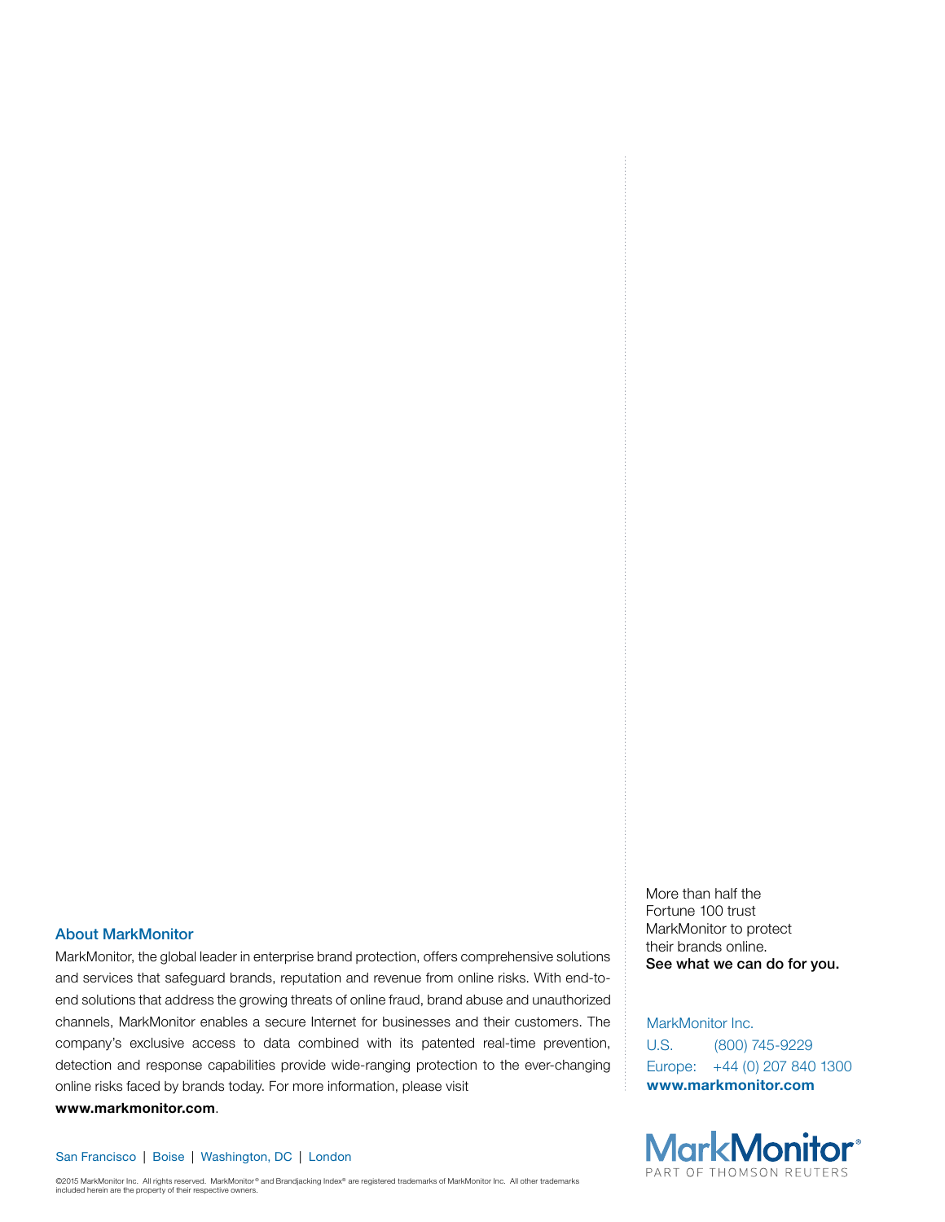## About MarkMonitor

MarkMonitor, the global leader in enterprise brand protection, offers comprehensive solutions and services that safeguard brands, reputation and revenue from online risks. With end-to-end solutions that address the growing threats of online fraud, brand abuse and unauthorized channels, MarkMonitor enables a secure Internet for businesses and their customers. The company's exclusive access to data combined with its patented real-time prevention, detection and response capabilities provide wide-ranging protection to the ever-changing online risks faced by brands today. For more information, please visit **www.markmonitor.com**.

More than half the Fortune 100 trust MarkMonitor to protect their brands online.
**See what we can do for you.**

MarkMonitor Inc.
U.S. (800) 745-9229
Europe: +44 (0) 207 840 1300
**www.markmonitor.com**

San Francisco | Boise | Washington, DC | London

MarkMonitor®
PART OF THOMSON REUTERS

©2015 MarkMonitor Inc. All rights reserved. MarkMonitor® and Brandjacking Index® are registered trademarks of MarkMonitor Inc. All other trademarks included herein are the property of their respective owners.